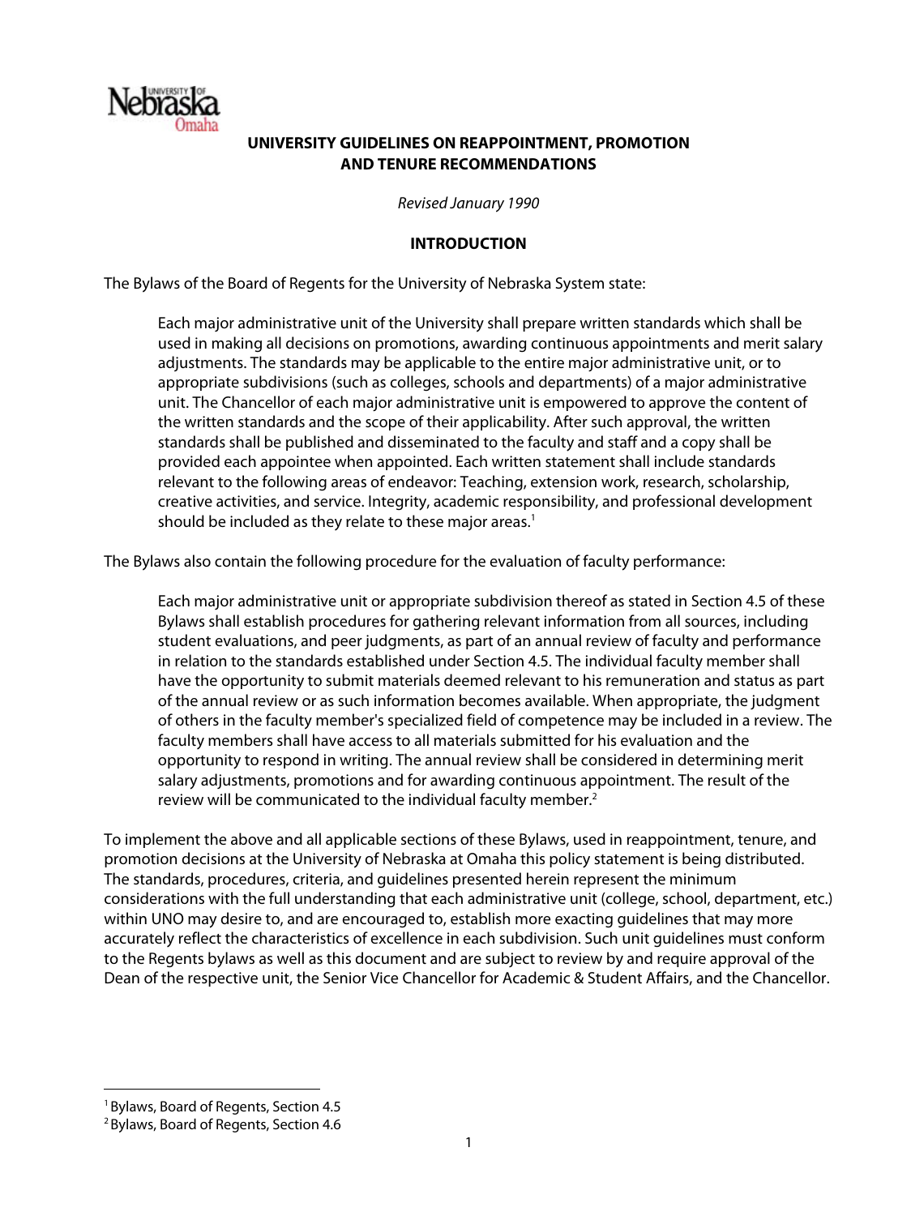# UNIVERSITY GUIDELINES ON REAPPOINTMENT, PROMOTION AND TENURE RECOMMENDATIONS

*Revised January 1990*

## INTRODUCTION

The Bylaws of the Board of Regents for the University of Nebraska System state:

> Each major administrative unit of the University shall prepare written standards which shall be used in making all decisions on promotions, awarding continuous appointments and merit salary adjustments. The standards may be applicable to the entire major administrative unit, or to appropriate subdivisions (such as colleges, schools and departments) of a major administrative unit. The Chancellor of each major administrative unit is empowered to approve the content of the written standards and the scope of their applicability. After such approval, the written standards shall be published and disseminated to the faculty and staff and a copy shall be provided each appointee when appointed. Each written statement shall include standards relevant to the following areas of endeavor: Teaching, extension work, research, scholarship, creative activities, and service. Integrity, academic responsibility, and professional development should be included as they relate to these major areas.[1]

The Bylaws also contain the following procedure for the evaluation of faculty performance:

> Each major administrative unit or appropriate subdivision thereof as stated in Section 4.5 of these Bylaws shall establish procedures for gathering relevant information from all sources, including student evaluations, and peer judgments, as part of an annual review of faculty and performance in relation to the standards established under Section 4.5. The individual faculty member shall have the opportunity to submit materials deemed relevant to his remuneration and status as part of the annual review or as such information becomes available. When appropriate, the judgment of others in the faculty member's specialized field of competence may be included in a review. The faculty members shall have access to all materials submitted for his evaluation and the opportunity to respond in writing. The annual review shall be considered in determining merit salary adjustments, promotions and for awarding continuous appointment. The result of the review will be communicated to the individual faculty member.[2]

To implement the above and all applicable sections of these Bylaws, used in reappointment, tenure, and promotion decisions at the University of Nebraska at Omaha this policy statement is being distributed. The standards, procedures, criteria, and guidelines presented herein represent the minimum considerations with the full understanding that each administrative unit (college, school, department, etc.) within UNO may desire to, and are encouraged to, establish more exacting guidelines that may more accurately reflect the characteristics of excellence in each subdivision. Such unit guidelines must conform to the Regents bylaws as well as this document and are subject to review by and require approval of the Dean of the respective unit, the Senior Vice Chancellor for Academic & Student Affairs, and the Chancellor.

---

[1] Bylaws, Board of Regents, Section 4.5

[2] Bylaws, Board of Regents, Section 4.6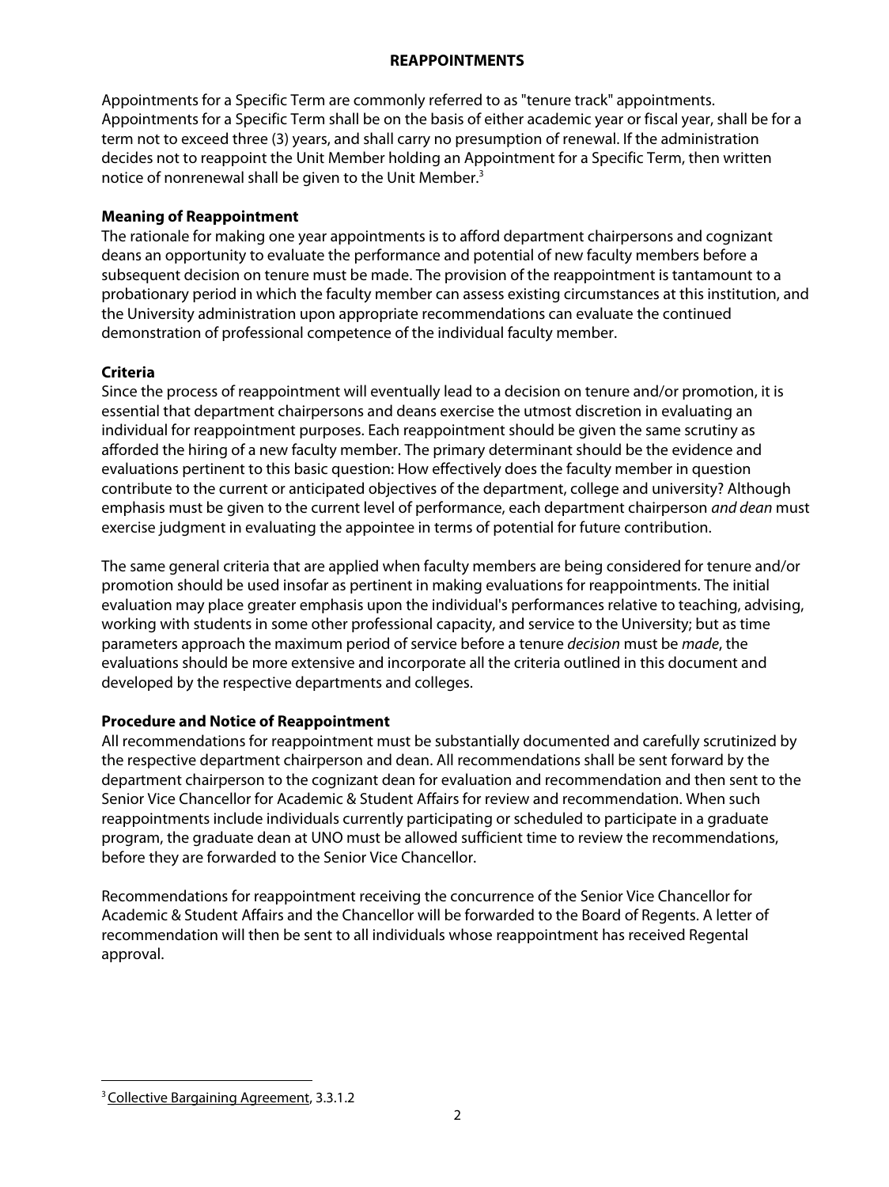## REAPPOINTMENTS

Appointments for a Specific Term are commonly referred to as "tenure track" appointments. Appointments for a Specific Term shall be on the basis of either academic year or fiscal year, shall be for a term not to exceed three (3) years, and shall carry no presumption of renewal. If the administration decides not to reappoint the Unit Member holding an Appointment for a Specific Term, then written notice of nonrenewal shall be given to the Unit Member.[3]

### Meaning of Reappointment

The rationale for making one year appointments is to afford department chairpersons and cognizant deans an opportunity to evaluate the performance and potential of new faculty members before a subsequent decision on tenure must be made. The provision of the reappointment is tantamount to a probationary period in which the faculty member can assess existing circumstances at this institution, and the University administration upon appropriate recommendations can evaluate the continued demonstration of professional competence of the individual faculty member.

### Criteria

Since the process of reappointment will eventually lead to a decision on tenure and/or promotion, it is essential that department chairpersons and deans exercise the utmost discretion in evaluating an individual for reappointment purposes. Each reappointment should be given the same scrutiny as afforded the hiring of a new faculty member. The primary determinant should be the evidence and evaluations pertinent to this basic question: How effectively does the faculty member in question contribute to the current or anticipated objectives of the department, college and university? Although emphasis must be given to the current level of performance, each department chairperson *and dean* must exercise judgment in evaluating the appointee in terms of potential for future contribution.

The same general criteria that are applied when faculty members are being considered for tenure and/or promotion should be used insofar as pertinent in making evaluations for reappointments. The initial evaluation may place greater emphasis upon the individual's performances relative to teaching, advising, working with students in some other professional capacity, and service to the University; but as time parameters approach the maximum period of service before a tenure *decision* must be *made*, the evaluations should be more extensive and incorporate all the criteria outlined in this document and developed by the respective departments and colleges.

### Procedure and Notice of Reappointment

All recommendations for reappointment must be substantially documented and carefully scrutinized by the respective department chairperson and dean. All recommendations shall be sent forward by the department chairperson to the cognizant dean for evaluation and recommendation and then sent to the Senior Vice Chancellor for Academic & Student Affairs for review and recommendation. When such reappointments include individuals currently participating or scheduled to participate in a graduate program, the graduate dean at UNO must be allowed sufficient time to review the recommendations, before they are forwarded to the Senior Vice Chancellor.

Recommendations for reappointment receiving the concurrence of the Senior Vice Chancellor for Academic & Student Affairs and the Chancellor will be forwarded to the Board of Regents. A letter of recommendation will then be sent to all individuals whose reappointment has received Regental approval.

---

[3] Collective Bargaining Agreement, 3.3.1.2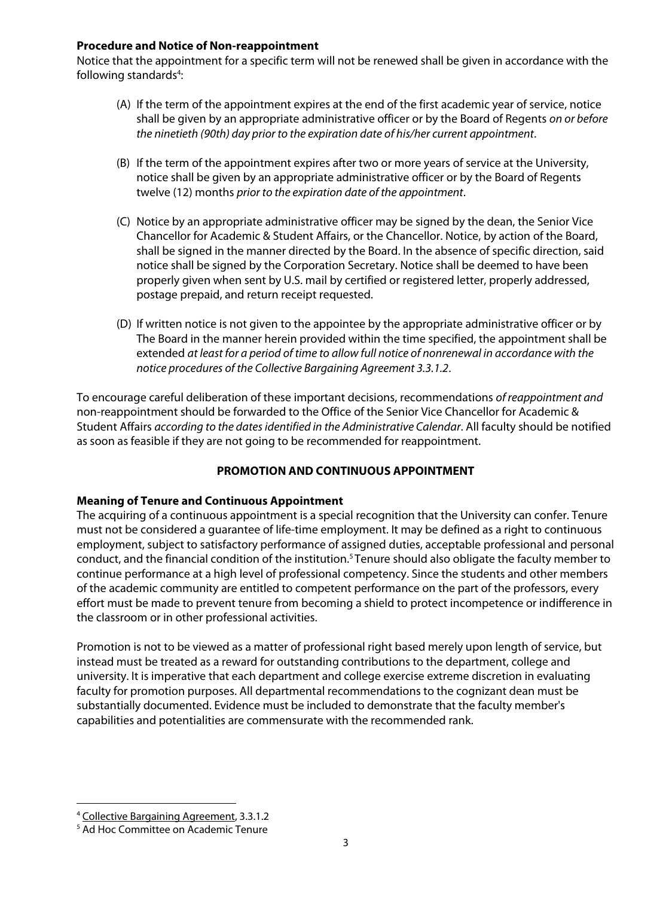**Procedure and Notice of Non-reappointment**

Notice that the appointment for a specific term will not be renewed shall be given in accordance with the following standards[4]:

(A) If the term of the appointment expires at the end of the first academic year of service, notice shall be given by an appropriate administrative officer or by the Board of Regents *on or before the ninetieth (90th) day prior to the expiration date of his/her current appointment*.

(B) If the term of the appointment expires after two or more years of service at the University, notice shall be given by an appropriate administrative officer or by the Board of Regents twelve (12) months *prior to the expiration date of the appointment*.

(C) Notice by an appropriate administrative officer may be signed by the dean, the Senior Vice Chancellor for Academic & Student Affairs, or the Chancellor. Notice, by action of the Board, shall be signed in the manner directed by the Board. In the absence of specific direction, said notice shall be signed by the Corporation Secretary. Notice shall be deemed to have been properly given when sent by U.S. mail by certified or registered letter, properly addressed, postage prepaid, and return receipt requested.

(D) If written notice is not given to the appointee by the appropriate administrative officer or by The Board in the manner herein provided within the time specified, the appointment shall be extended *at least for a period of time to allow full notice of nonrenewal in accordance with the notice procedures of the Collective Bargaining Agreement 3.3.1.2*.

To encourage careful deliberation of these important decisions, recommendations *of reappointment and* non-reappointment should be forwarded to the Office of the Senior Vice Chancellor for Academic & Student Affairs *according to the dates identified in the Administrative Calendar*. All faculty should be notified as soon as feasible if they are not going to be recommended for reappointment.

## PROMOTION AND CONTINUOUS APPOINTMENT

**Meaning of Tenure and Continuous Appointment**

The acquiring of a continuous appointment is a special recognition that the University can confer. Tenure must not be considered a guarantee of life-time employment. It may be defined as a right to continuous employment, subject to satisfactory performance of assigned duties, acceptable professional and personal conduct, and the financial condition of the institution.[5] Tenure should also obligate the faculty member to continue performance at a high level of professional competency. Since the students and other members of the academic community are entitled to competent performance on the part of the professors, every effort must be made to prevent tenure from becoming a shield to protect incompetence or indifference in the classroom or in other professional activities.

Promotion is not to be viewed as a matter of professional right based merely upon length of service, but instead must be treated as a reward for outstanding contributions to the department, college and university. It is imperative that each department and college exercise extreme discretion in evaluating faculty for promotion purposes. All departmental recommendations to the cognizant dean must be substantially documented. Evidence must be included to demonstrate that the faculty member's capabilities and potentialities are commensurate with the recommended rank.

---

[4] Collective Bargaining Agreement, 3.3.1.2

[5] Ad Hoc Committee on Academic Tenure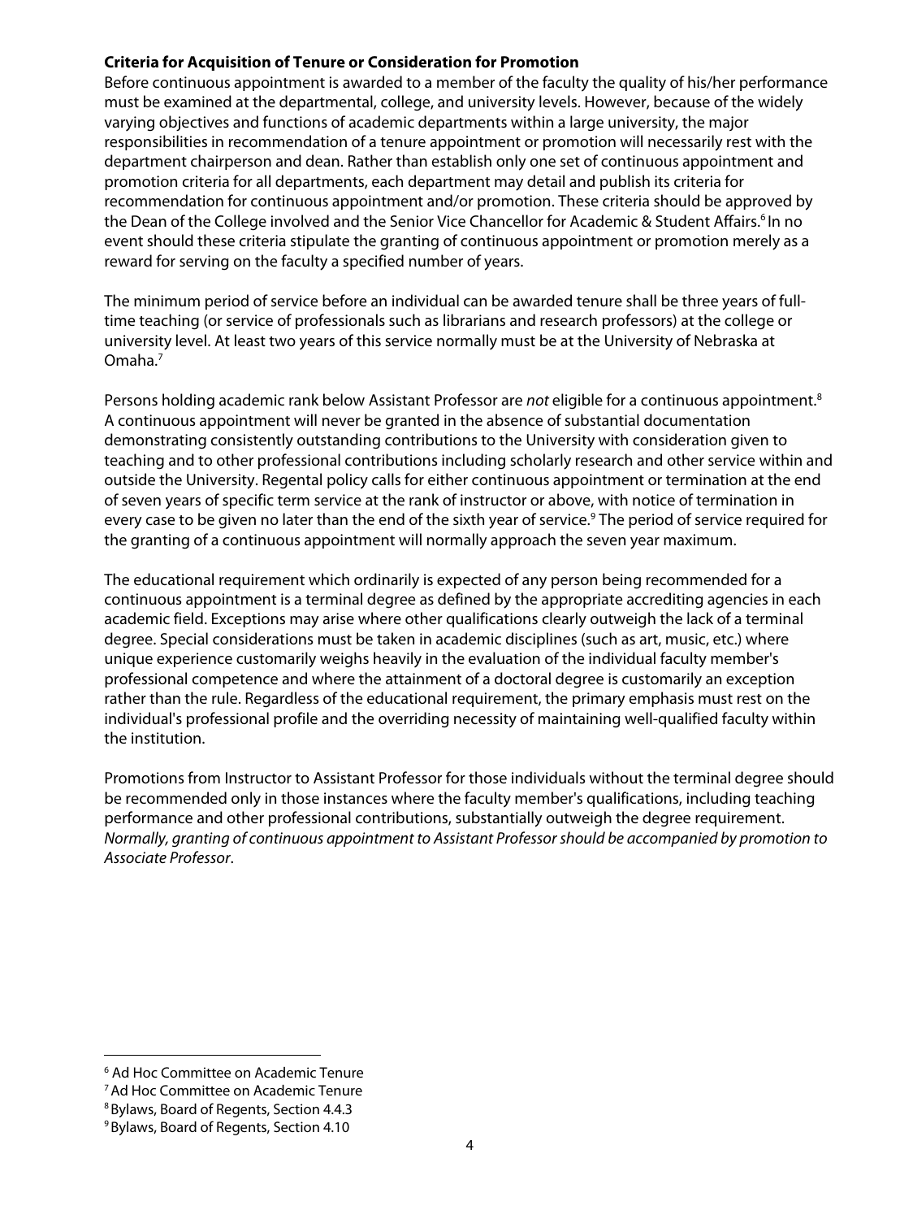**Criteria for Acquisition of Tenure or Consideration for Promotion**

Before continuous appointment is awarded to a member of the faculty the quality of his/her performance must be examined at the departmental, college, and university levels. However, because of the widely varying objectives and functions of academic departments within a large university, the major responsibilities in recommendation of a tenure appointment or promotion will necessarily rest with the department chairperson and dean. Rather than establish only one set of continuous appointment and promotion criteria for all departments, each department may detail and publish its criteria for recommendation for continuous appointment and/or promotion. These criteria should be approved by the Dean of the College involved and the Senior Vice Chancellor for Academic & Student Affairs.[6] In no event should these criteria stipulate the granting of continuous appointment or promotion merely as a reward for serving on the faculty a specified number of years.

The minimum period of service before an individual can be awarded tenure shall be three years of full-time teaching (or service of professionals such as librarians and research professors) at the college or university level. At least two years of this service normally must be at the University of Nebraska at Omaha.[7]

Persons holding academic rank below Assistant Professor are *not* eligible for a continuous appointment.[8] A continuous appointment will never be granted in the absence of substantial documentation demonstrating consistently outstanding contributions to the University with consideration given to teaching and to other professional contributions including scholarly research and other service within and outside the University. Regental policy calls for either continuous appointment or termination at the end of seven years of specific term service at the rank of instructor or above, with notice of termination in every case to be given no later than the end of the sixth year of service.[9] The period of service required for the granting of a continuous appointment will normally approach the seven year maximum.

The educational requirement which ordinarily is expected of any person being recommended for a continuous appointment is a terminal degree as defined by the appropriate accrediting agencies in each academic field. Exceptions may arise where other qualifications clearly outweigh the lack of a terminal degree. Special considerations must be taken in academic disciplines (such as art, music, etc.) where unique experience customarily weighs heavily in the evaluation of the individual faculty member's professional competence and where the attainment of a doctoral degree is customarily an exception rather than the rule. Regardless of the educational requirement, the primary emphasis must rest on the individual's professional profile and the overriding necessity of maintaining well-qualified faculty within the institution.

Promotions from Instructor to Assistant Professor for those individuals without the terminal degree should be recommended only in those instances where the faculty member's qualifications, including teaching performance and other professional contributions, substantially outweigh the degree requirement. *Normally, granting of continuous appointment to Assistant Professor should be accompanied by promotion to Associate Professor*.

---

[6] Ad Hoc Committee on Academic Tenure

[7] Ad Hoc Committee on Academic Tenure

[8] Bylaws, Board of Regents, Section 4.4.3

[9] Bylaws, Board of Regents, Section 4.10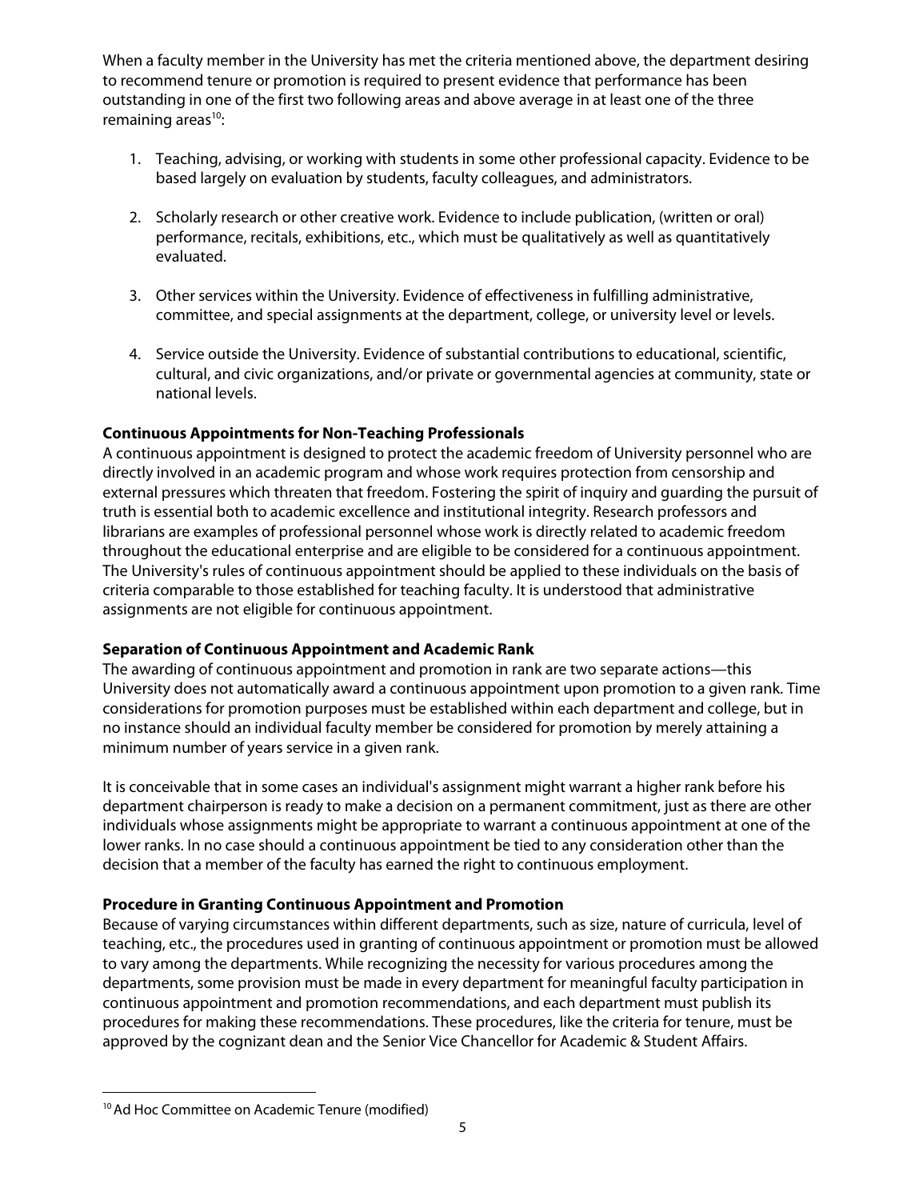When a faculty member in the University has met the criteria mentioned above, the department desiring to recommend tenure or promotion is required to present evidence that performance has been outstanding in one of the first two following areas and above average in at least one of the three remaining areas[10]:

1. Teaching, advising, or working with students in some other professional capacity. Evidence to be based largely on evaluation by students, faculty colleagues, and administrators.

2. Scholarly research or other creative work. Evidence to include publication, (written or oral) performance, recitals, exhibitions, etc., which must be qualitatively as well as quantitatively evaluated.

3. Other services within the University. Evidence of effectiveness in fulfilling administrative, committee, and special assignments at the department, college, or university level or levels.

4. Service outside the University. Evidence of substantial contributions to educational, scientific, cultural, and civic organizations, and/or private or governmental agencies at community, state or national levels.

**Continuous Appointments for Non-Teaching Professionals**

A continuous appointment is designed to protect the academic freedom of University personnel who are directly involved in an academic program and whose work requires protection from censorship and external pressures which threaten that freedom. Fostering the spirit of inquiry and guarding the pursuit of truth is essential both to academic excellence and institutional integrity. Research professors and librarians are examples of professional personnel whose work is directly related to academic freedom throughout the educational enterprise and are eligible to be considered for a continuous appointment. The University's rules of continuous appointment should be applied to these individuals on the basis of criteria comparable to those established for teaching faculty. It is understood that administrative assignments are not eligible for continuous appointment.

**Separation of Continuous Appointment and Academic Rank**

The awarding of continuous appointment and promotion in rank are two separate actions—this University does not automatically award a continuous appointment upon promotion to a given rank. Time considerations for promotion purposes must be established within each department and college, but in no instance should an individual faculty member be considered for promotion by merely attaining a minimum number of years service in a given rank.

It is conceivable that in some cases an individual's assignment might warrant a higher rank before his department chairperson is ready to make a decision on a permanent commitment, just as there are other individuals whose assignments might be appropriate to warrant a continuous appointment at one of the lower ranks. In no case should a continuous appointment be tied to any consideration other than the decision that a member of the faculty has earned the right to continuous employment.

**Procedure in Granting Continuous Appointment and Promotion**

Because of varying circumstances within different departments, such as size, nature of curricula, level of teaching, etc., the procedures used in granting of continuous appointment or promotion must be allowed to vary among the departments. While recognizing the necessity for various procedures among the departments, some provision must be made in every department for meaningful faculty participation in continuous appointment and promotion recommendations, and each department must publish its procedures for making these recommendations. These procedures, like the criteria for tenure, must be approved by the cognizant dean and the Senior Vice Chancellor for Academic & Student Affairs.

[10] Ad Hoc Committee on Academic Tenure (modified)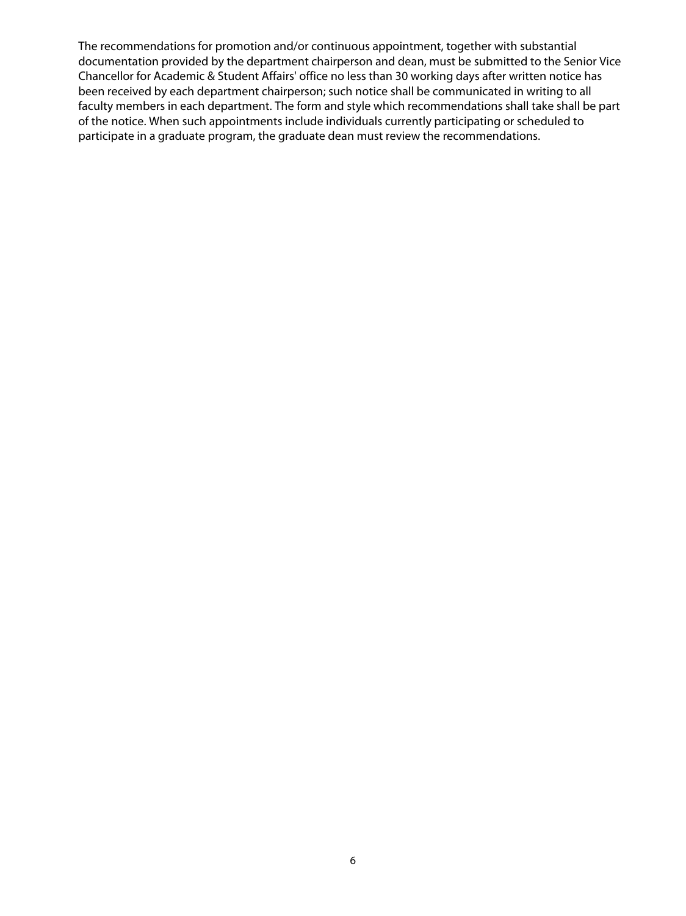The recommendations for promotion and/or continuous appointment, together with substantial documentation provided by the department chairperson and dean, must be submitted to the Senior Vice Chancellor for Academic & Student Affairs' office no less than 30 working days after written notice has been received by each department chairperson; such notice shall be communicated in writing to all faculty members in each department. The form and style which recommendations shall take shall be part of the notice. When such appointments include individuals currently participating or scheduled to participate in a graduate program, the graduate dean must review the recommendations.